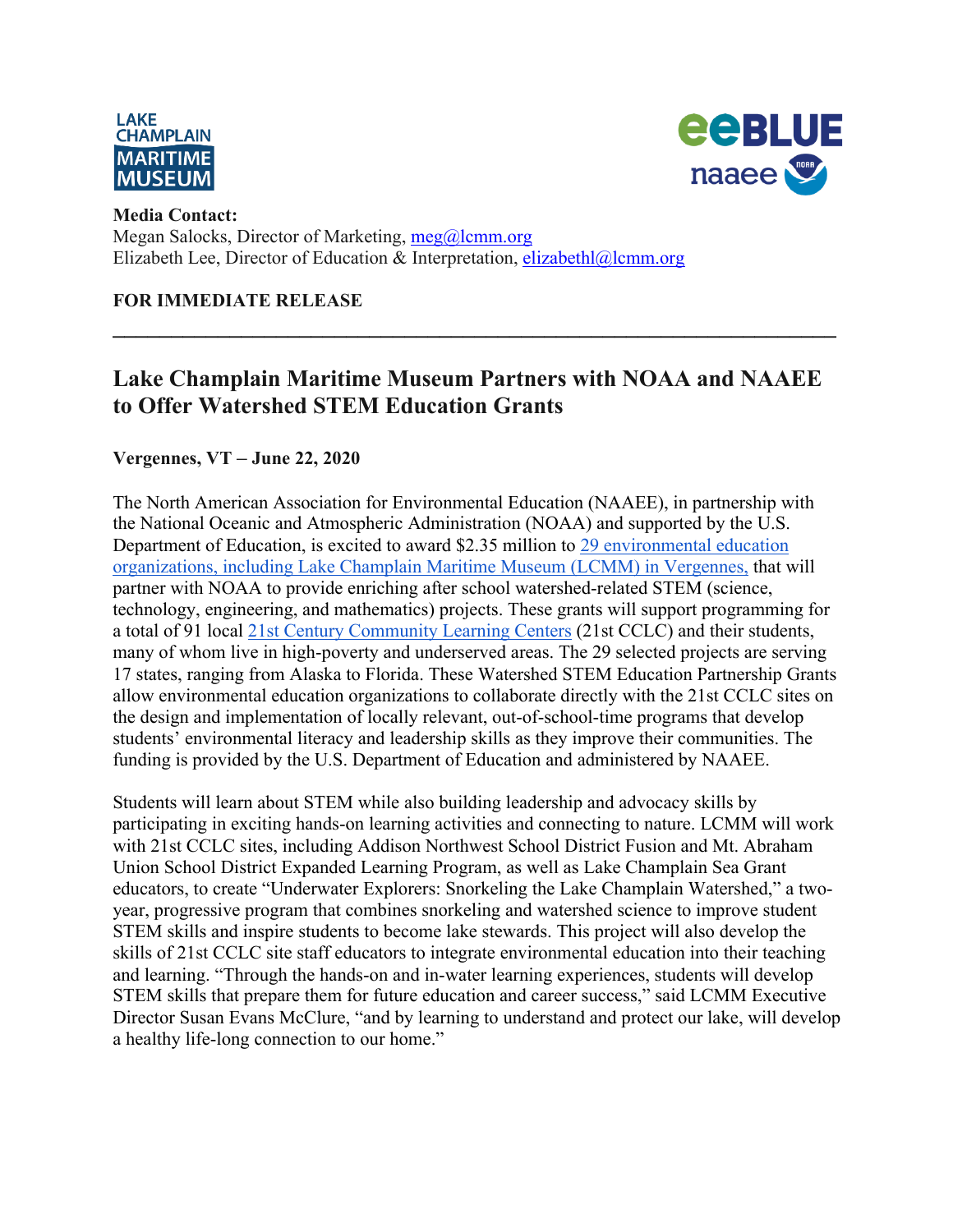**Media Contact:**
Megan Salocks, Director of Marketing, [meg@lcmm.org](mailto:meg@lcmm.org)
Elizabeth Lee, Director of Education & Interpretation, [elizabethl@lcmm.org](mailto:elizabethl@lcmm.org)

**FOR IMMEDIATE RELEASE**

---

# Lake Champlain Maritime Museum Partners with NOAA and NAAEE to Offer Watershed STEM Education Grants

**Vergennes, VT – June 22, 2020**

The North American Association for Environmental Education (NAAEE), in partnership with the National Oceanic and Atmospheric Administration (NOAA) and supported by the U.S. Department of Education, is excited to award $2.35 million to 29 environmental education organizations, including Lake Champlain Maritime Museum (LCMM) in Vergennes, that will partner with NOAA to provide enriching after school watershed-related STEM (science, technology, engineering, and mathematics) projects. These grants will support programming for a total of 91 local 21st Century Community Learning Centers (21st CCLC) and their students, many of whom live in high-poverty and underserved areas. The 29 selected projects are serving 17 states, ranging from Alaska to Florida. These Watershed STEM Education Partnership Grants allow environmental education organizations to collaborate directly with the 21st CCLC sites on the design and implementation of locally relevant, out-of-school-time programs that develop students' environmental literacy and leadership skills as they improve their communities. The funding is provided by the U.S. Department of Education and administered by NAAEE.

Students will learn about STEM while also building leadership and advocacy skills by participating in exciting hands-on learning activities and connecting to nature. LCMM will work with 21st CCLC sites, including Addison Northwest School District Fusion and Mt. Abraham Union School District Expanded Learning Program, as well as Lake Champlain Sea Grant educators, to create "Underwater Explorers: Snorkeling the Lake Champlain Watershed," a two-year, progressive program that combines snorkeling and watershed science to improve student STEM skills and inspire students to become lake stewards. This project will also develop the skills of 21st CCLC site staff educators to integrate environmental education into their teaching and learning. "Through the hands-on and in-water learning experiences, students will develop STEM skills that prepare them for future education and career success," said LCMM Executive Director Susan Evans McClure, "and by learning to understand and protect our lake, will develop a healthy life-long connection to our home."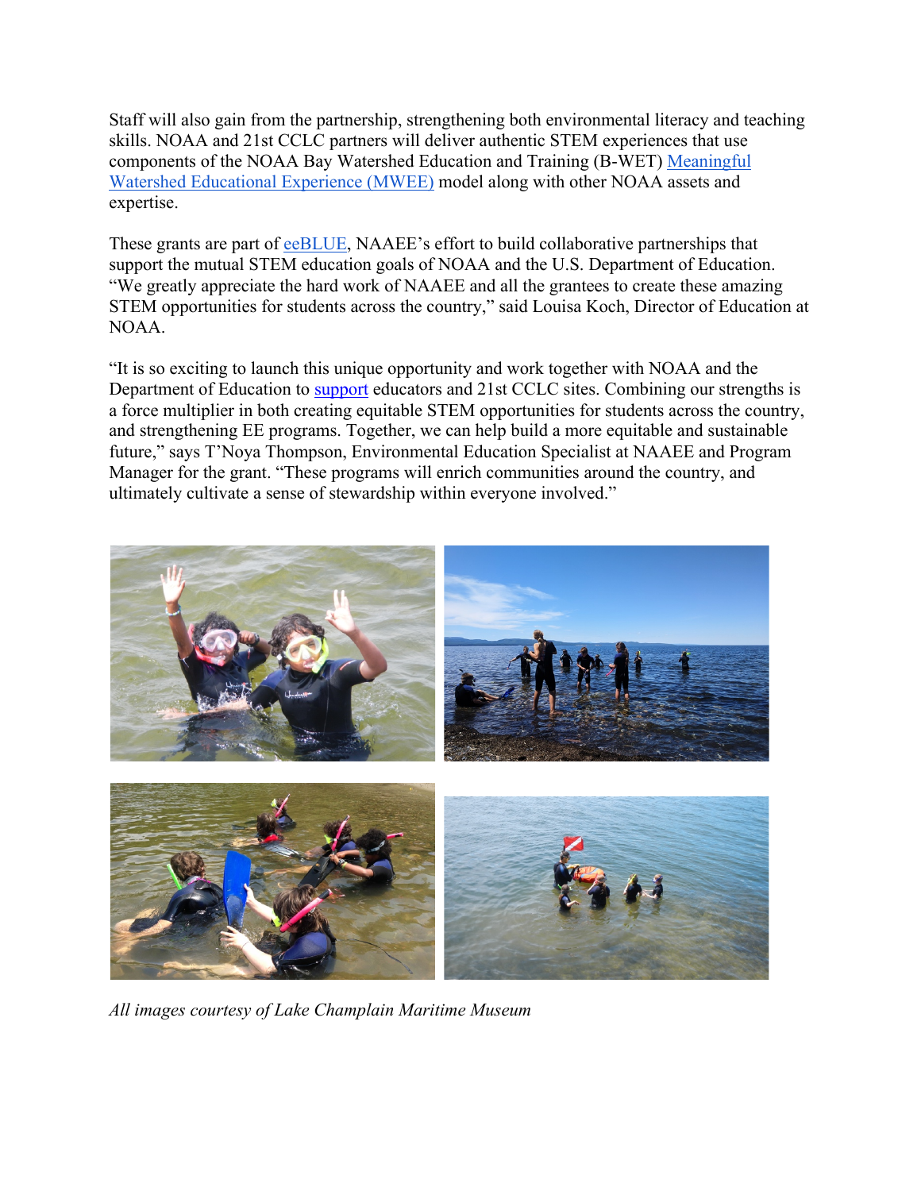Staff will also gain from the partnership, strengthening both environmental literacy and teaching skills. NOAA and 21st CCLC partners will deliver authentic STEM experiences that use components of the NOAA Bay Watershed Education and Training (B-WET) Meaningful Watershed Educational Experience (MWEE) model along with other NOAA assets and expertise.

These grants are part of eeBLUE, NAAEE's effort to build collaborative partnerships that support the mutual STEM education goals of NOAA and the U.S. Department of Education. "We greatly appreciate the hard work of NAAEE and all the grantees to create these amazing STEM opportunities for students across the country," said Louisa Koch, Director of Education at NOAA.

"It is so exciting to launch this unique opportunity and work together with NOAA and the Department of Education to support educators and 21st CCLC sites. Combining our strengths is a force multiplier in both creating equitable STEM opportunities for students across the country, and strengthening EE programs. Together, we can help build a more equitable and sustainable future," says T'Noya Thompson, Environmental Education Specialist at NAAEE and Program Manager for the grant. "These programs will enrich communities around the country, and ultimately cultivate a sense of stewardship within everyone involved."

*All images courtesy of Lake Champlain Maritime Museum*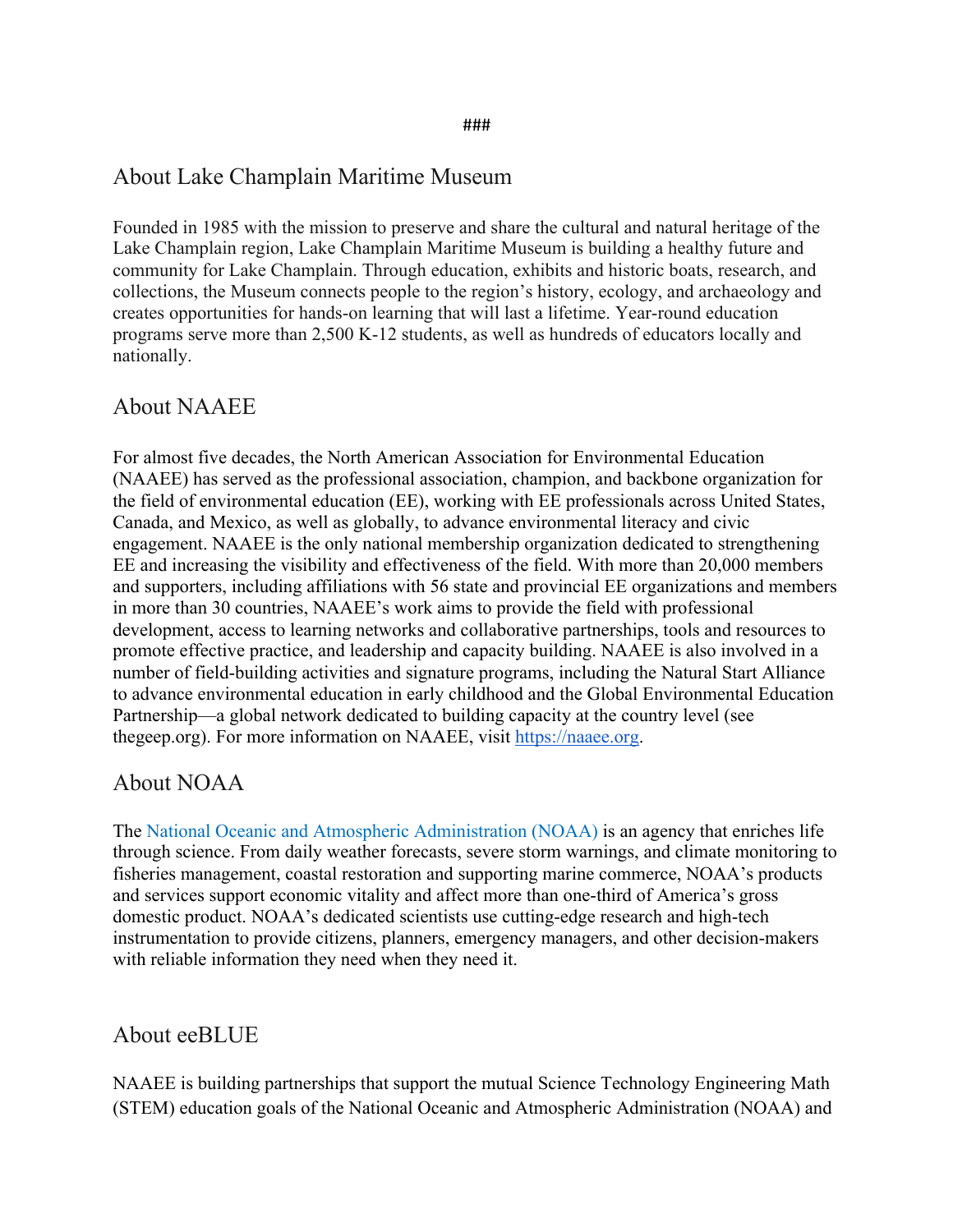###

## About Lake Champlain Maritime Museum

Founded in 1985 with the mission to preserve and share the cultural and natural heritage of the Lake Champlain region, Lake Champlain Maritime Museum is building a healthy future and community for Lake Champlain. Through education, exhibits and historic boats, research, and collections, the Museum connects people to the region's history, ecology, and archaeology and creates opportunities for hands-on learning that will last a lifetime. Year-round education programs serve more than 2,500 K-12 students, as well as hundreds of educators locally and nationally.

## About NAAEE

For almost five decades, the North American Association for Environmental Education (NAAEE) has served as the professional association, champion, and backbone organization for the field of environmental education (EE), working with EE professionals across United States, Canada, and Mexico, as well as globally, to advance environmental literacy and civic engagement. NAAEE is the only national membership organization dedicated to strengthening EE and increasing the visibility and effectiveness of the field. With more than 20,000 members and supporters, including affiliations with 56 state and provincial EE organizations and members in more than 30 countries, NAAEE's work aims to provide the field with professional development, access to learning networks and collaborative partnerships, tools and resources to promote effective practice, and leadership and capacity building. NAAEE is also involved in a number of field-building activities and signature programs, including the Natural Start Alliance to advance environmental education in early childhood and the Global Environmental Education Partnership—a global network dedicated to building capacity at the country level (see thegeep.org). For more information on NAAEE, visit [https://naaee.org](https://naaee.org).

## About NOAA

The National Oceanic and Atmospheric Administration (NOAA) is an agency that enriches life through science. From daily weather forecasts, severe storm warnings, and climate monitoring to fisheries management, coastal restoration and supporting marine commerce, NOAA's products and services support economic vitality and affect more than one-third of America's gross domestic product. NOAA's dedicated scientists use cutting-edge research and high-tech instrumentation to provide citizens, planners, emergency managers, and other decision-makers with reliable information they need when they need it.

## About eeBLUE

NAAEE is building partnerships that support the mutual Science Technology Engineering Math (STEM) education goals of the National Oceanic and Atmospheric Administration (NOAA) and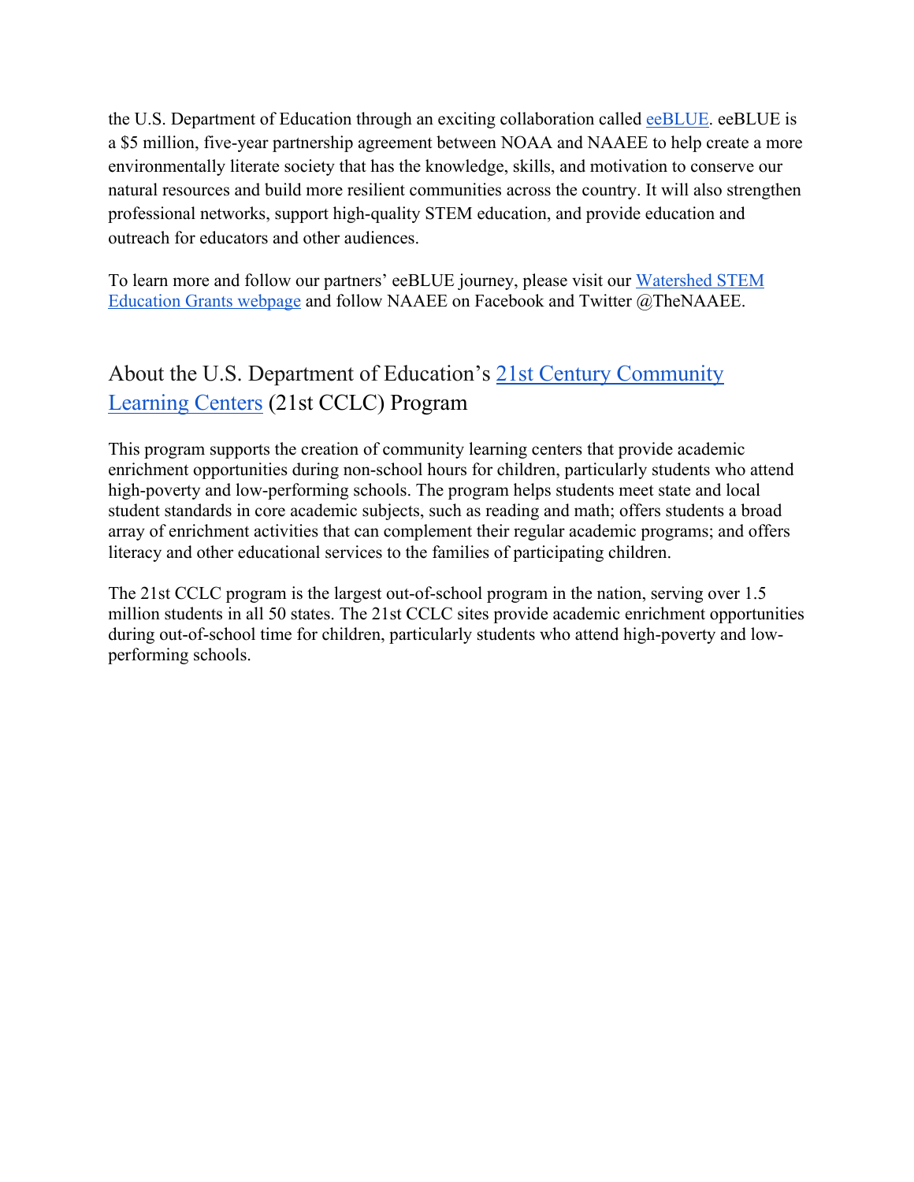the U.S. Department of Education through an exciting collaboration called eeBLUE. eeBLUE is a $5 million, five-year partnership agreement between NOAA and NAAEE to help create a more environmentally literate society that has the knowledge, skills, and motivation to conserve our natural resources and build more resilient communities across the country. It will also strengthen professional networks, support high-quality STEM education, and provide education and outreach for educators and other audiences.

To learn more and follow our partners' eeBLUE journey, please visit our Watershed STEM Education Grants webpage and follow NAAEE on Facebook and Twitter @TheNAAEE.

## About the U.S. Department of Education's 21st Century Community Learning Centers (21st CCLC) Program

This program supports the creation of community learning centers that provide academic enrichment opportunities during non-school hours for children, particularly students who attend high-poverty and low-performing schools. The program helps students meet state and local student standards in core academic subjects, such as reading and math; offers students a broad array of enrichment activities that can complement their regular academic programs; and offers literacy and other educational services to the families of participating children.

The 21st CCLC program is the largest out-of-school program in the nation, serving over 1.5 million students in all 50 states. The 21st CCLC sites provide academic enrichment opportunities during out-of-school time for children, particularly students who attend high-poverty and low-performing schools.